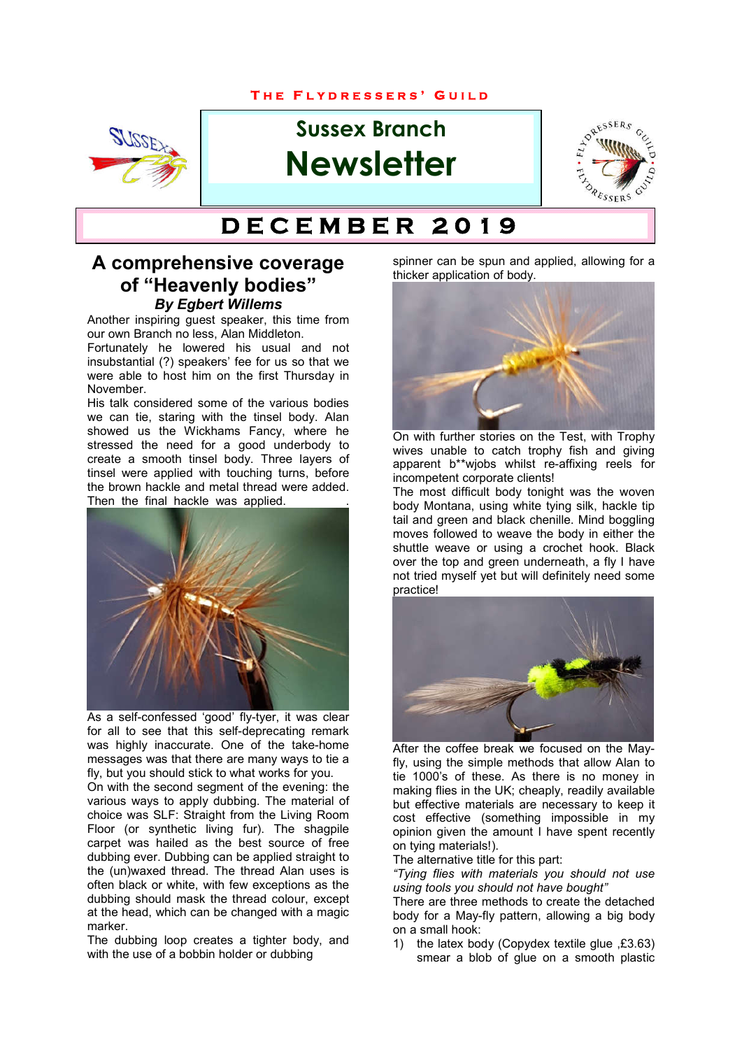THE FLYDRESSERS' GUILD

# Sussex Branch Newsletter

# DECEMBER 2019

## A comprehensive coverage of "Heavenly bodies"

***By Egbert Willems***

Another inspiring guest speaker, this time from our own Branch no less, Alan Middleton.

Fortunately he lowered his usual and not insubstantial (?) speakers' fee for us so that we were able to host him on the first Thursday in November.

His talk considered some of the various bodies we can tie, staring with the tinsel body. Alan showed us the Wickhams Fancy, where he stressed the need for a good underbody to create a smooth tinsel body. Three layers of tinsel were applied with touching turns, before the brown hackle and metal thread were added. Then the final hackle was applied.

As a self-confessed 'good' fly-tyer, it was clear for all to see that this self-deprecating remark was highly inaccurate. One of the take-home messages was that there are many ways to tie a fly, but you should stick to what works for you.

On with the second segment of the evening: the various ways to apply dubbing. The material of choice was SLF: Straight from the Living Room Floor (or synthetic living fur). The shagpile carpet was hailed as the best source of free dubbing ever. Dubbing can be applied straight to the (un)waxed thread. The thread Alan uses is often black or white, with few exceptions as the dubbing should mask the thread colour, except at the head, which can be changed with a magic marker.

The dubbing loop creates a tighter body, and with the use of a bobbin holder or dubbing spinner can be spun and applied, allowing for a thicker application of body.

On with further stories on the Test, with Trophy wives unable to catch trophy fish and giving apparent b**wjobs whilst re-affixing reels for incompetent corporate clients!

The most difficult body tonight was the woven body Montana, using white tying silk, hackle tip tail and green and black chenille. Mind boggling moves followed to weave the body in either the shuttle weave or using a crochet hook. Black over the top and green underneath, a fly I have not tried myself yet but will definitely need some practice!

After the coffee break we focused on the May-fly, using the simple methods that allow Alan to tie 1000's of these. As there is no money in making flies in the UK; cheaply, readily available but effective materials are necessary to keep it cost effective (something impossible in my opinion given the amount I have spent recently on tying materials!).

The alternative title for this part:

*"Tying flies with materials you should not use using tools you should not have bought"*

There are three methods to create the detached body for a May-fly pattern, allowing a big body on a small hook:

1) the latex body (Copydex textile glue ,£3.63) smear a blob of glue on a smooth plastic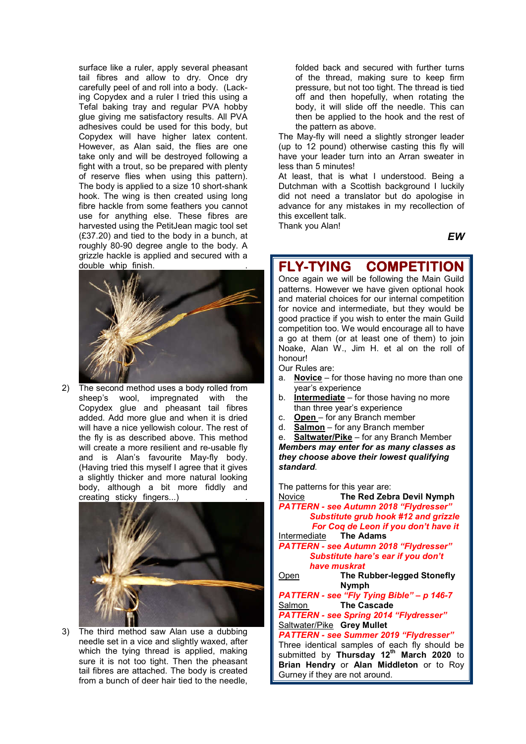surface like a ruler, apply several pheasant tail fibres and allow to dry. Once dry carefully peel of and roll into a body. (Lacking Copydex and a ruler I tried this using a Tefal baking tray and regular PVA hobby glue giving me satisfactory results. All PVA adhesives could be used for this body, but Copydex will have higher latex content. However, as Alan said, the flies are one take only and will be destroyed following a fight with a trout, so be prepared with plenty of reserve flies when using this pattern). The body is applied to a size 10 short-shank hook. The wing is then created using long fibre hackle from some feathers you cannot use for anything else. These fibres are harvested using the PetitJean magic tool set (£37.20) and tied to the body in a bunch, at roughly 80-90 degree angle to the body. A grizzle hackle is applied and secured with a double whip finish.

2) The second method uses a body rolled from sheep's wool, impregnated with the Copydex glue and pheasant tail fibres added. Add more glue and when it is dried will have a nice yellowish colour. The rest of the fly is as described above. This method will create a more resilient and re-usable fly and is Alan's favourite May-fly body. (Having tried this myself I agree that it gives a slightly thicker and more natural looking body, although a bit more fiddly and creating sticky fingers...)

3) The third method saw Alan use a dubbing needle set in a vice and slightly waxed, after which the tying thread is applied, making sure it is not too tight. Then the pheasant tail fibres are attached. The body is created from a bunch of deer hair tied to the needle, folded back and secured with further turns of the thread, making sure to keep firm pressure, but not too tight. The thread is tied off and then hopefully, when rotating the body, it will slide off the needle. This can then be applied to the hook and the rest of the pattern as above.

The May-fly will need a slightly stronger leader (up to 12 pound) otherwise casting this fly will have your leader turn into an Arran sweater in less than 5 minutes!

At least, that is what I understood. Being a Dutchman with a Scottish background I luckily did not need a translator but do apologise in advance for any mistakes in my recollection of this excellent talk.

Thank you Alan!

***EW***

# FLY-TYING COMPETITION

Once again we will be following the Main Guild patterns. However we have given optional hook and material choices for our internal competition for novice and intermediate, but they would be good practice if you wish to enter the main Guild competition too. We would encourage all to have a go at them (or at least one of them) to join Noake, Alan W., Jim H. et al on the roll of honour!

Our Rules are:

a. **Novice** – for those having no more than one year's experience
b. **Intermediate** – for those having no more than three year's experience
c. **Open** – for any Branch member
d. **Salmon** – for any Branch member
e. **Saltwater/Pike** – for any Branch Member

***Members may enter for as many classes as they choose above their lowest qualifying standard***.

The patterns for this year are:

Novice **The Red Zebra Devil Nymph**
***PATTERN - see Autumn 2018 "Flydresser"***
***Substitute grub hook #12 and grizzle For Coq de Leon if you don't have it***

Intermediate **The Adams**
***PATTERN - see Autumn 2018 "Flydresser"***
***Substitute hare's ear if you don't have muskrat***

Open **The Rubber-legged Stonefly Nymph**
***PATTERN - see "Fly Tying Bible" – p 146-7***

Salmon **The Cascade**
***PATTERN - see Spring 2014 "Flydresser"***

Saltwater/Pike **Grey Mullet**
***PATTERN - see Summer 2019 "Flydresser"***

Three identical samples of each fly should be submitted by **Thursday 12th March 2020** to **Brian Hendry** or **Alan Middleton** or to Roy Gurney if they are not around.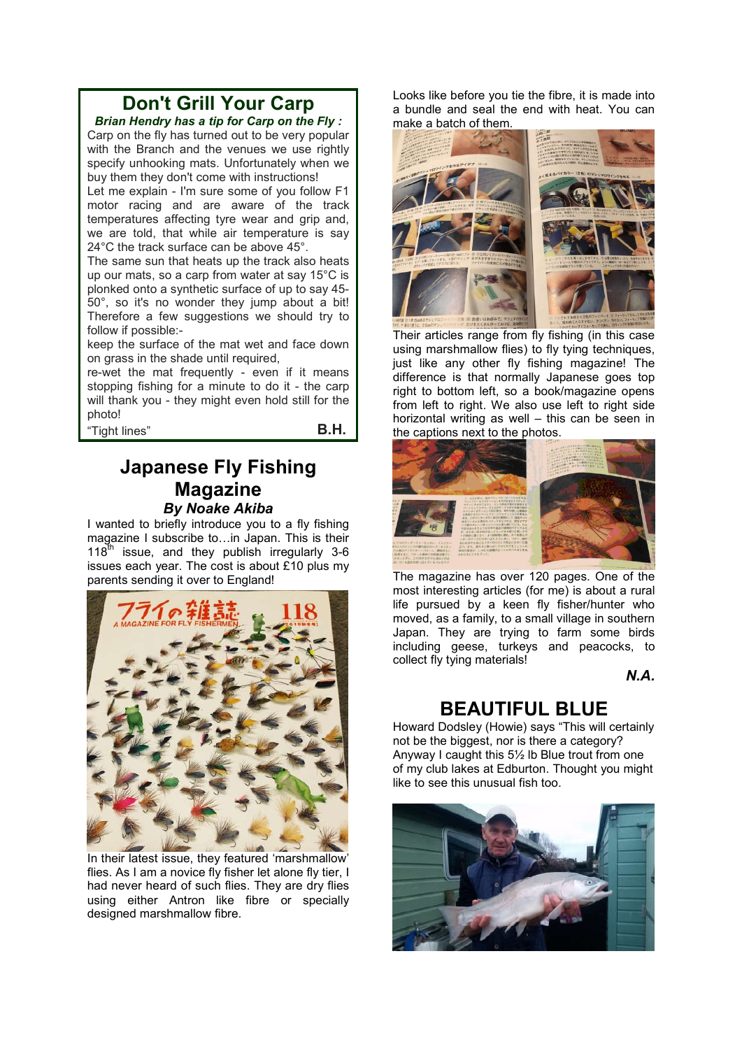## Don't Grill Your Carp

***Brian Hendry has a tip for Carp on the Fly :***

Carp on the fly has turned out to be very popular with the Branch and the venues we use rightly specify unhooking mats. Unfortunately when we buy them they don't come with instructions!

Let me explain - I'm sure some of you follow F1 motor racing and are aware of the track temperatures affecting tyre wear and grip and, we are told, that while air temperature is say 24°C the track surface can be above 45°.

The same sun that heats up the track also heats up our mats, so a carp from water at say 15°C is plonked onto a synthetic surface of up to say 45-50°, so it's no wonder they jump about a bit! Therefore a few suggestions we should try to follow if possible:-

keep the surface of the mat wet and face down on grass in the shade until required,

re-wet the mat frequently - even if it means stopping fishing for a minute to do it - the carp will thank you - they might even hold still for the photo!

"Tight lines" **B.H.**

## Japanese Fly Fishing Magazine

***By Noake Akiba***

I wanted to briefly introduce you to a fly fishing magazine I subscribe to…in Japan. This is their 118th issue, and they publish irregularly 3-6 issues each year. The cost is about £10 plus my parents sending it over to England!

In their latest issue, they featured 'marshmallow' flies. As I am a novice fly fisher let alone fly tier, I had never heard of such flies. They are dry flies using either Antron like fibre or specially designed marshmallow fibre.

Looks like before you tie the fibre, it is made into a bundle and seal the end with heat. You can make a batch of them.

Their articles range from fly fishing (in this case using marshmallow flies) to fly tying techniques, just like any other fly fishing magazine! The difference is that normally Japanese goes top right to bottom left, so a book/magazine opens from left to right. We also use left to right side horizontal writing as well – this can be seen in the captions next to the photos.

The magazine has over 120 pages. One of the most interesting articles (for me) is about a rural life pursued by a keen fly fisher/hunter who moved, as a family, to a small village in southern Japan. They are trying to farm some birds including geese, turkeys and peacocks, to collect fly tying materials!

***N.A.***

## BEAUTIFUL BLUE

Howard Dodsley (Howie) says "This will certainly not be the biggest, nor is there a category? Anyway I caught this 5½ lb Blue trout from one of my club lakes at Edburton. Thought you might like to see this unusual fish too.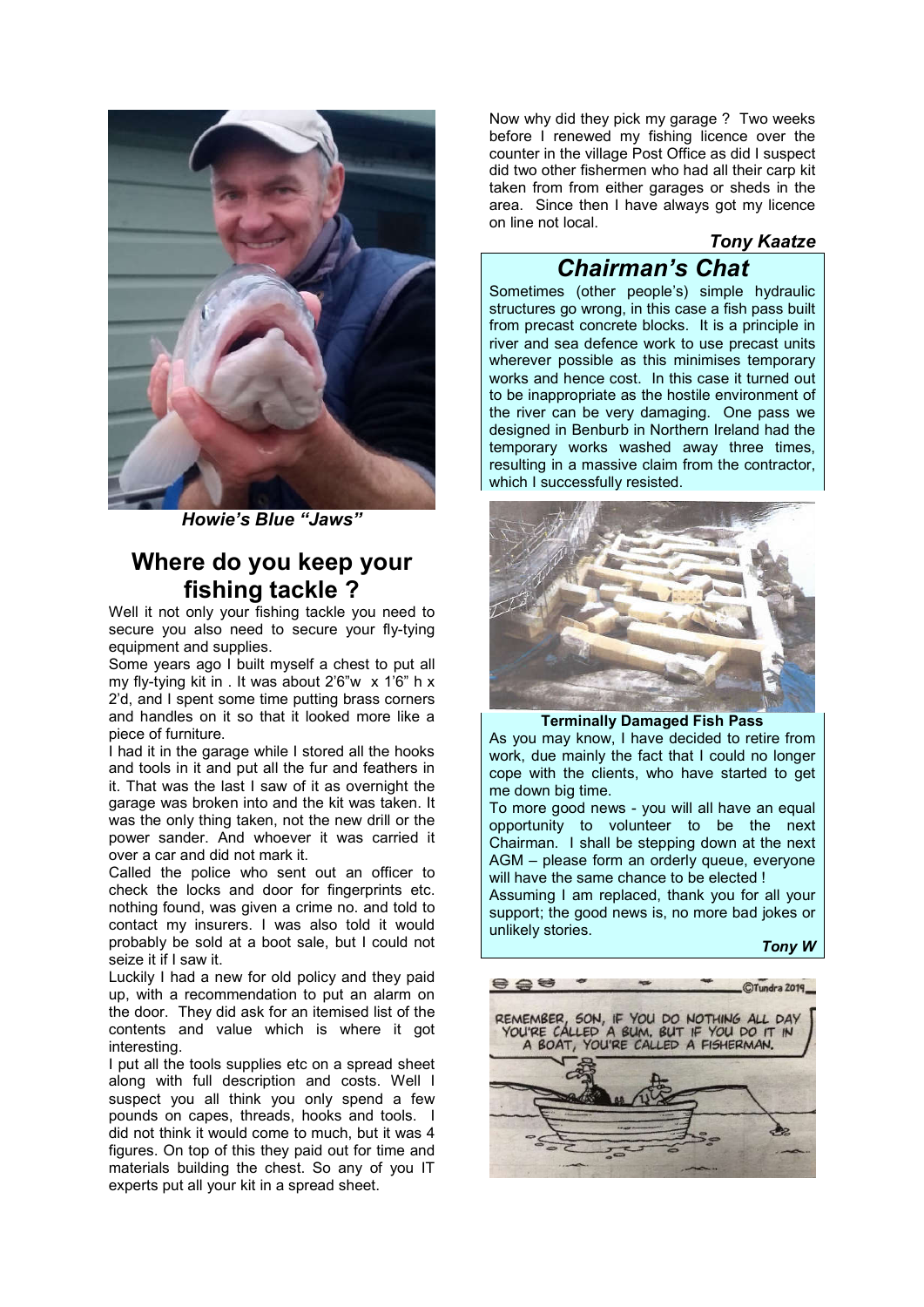*Howie's Blue "Jaws"*

## Where do you keep your fishing tackle ?

Well it not only your fishing tackle you need to secure you also need to secure your fly-tying equipment and supplies.

Some years ago I built myself a chest to put all my fly-tying kit in . It was about 2'6"w x 1'6" h x 2'd, and I spent some time putting brass corners and handles on it so that it looked more like a piece of furniture.

I had it in the garage while I stored all the hooks and tools in it and put all the fur and feathers in it. That was the last I saw of it as overnight the garage was broken into and the kit was taken. It was the only thing taken, not the new drill or the power sander. And whoever it was carried it over a car and did not mark it.

Called the police who sent out an officer to check the locks and door for fingerprints etc. nothing found, was given a crime no. and told to contact my insurers. I was also told it would probably be sold at a boot sale, but I could not seize it if I saw it.

Luckily I had a new for old policy and they paid up, with a recommendation to put an alarm on the door. They did ask for an itemised list of the contents and value which is where it got interesting.

I put all the tools supplies etc on a spread sheet along with full description and costs. Well I suspect you all think you only spend a few pounds on capes, threads, hooks and tools. I did not think it would come to much, but it was 4 figures. On top of this they paid out for time and materials building the chest. So any of you IT experts put all your kit in a spread sheet.

Now why did they pick my garage ? Two weeks before I renewed my fishing licence over the counter in the village Post Office as did I suspect did two other fishermen who had all their carp kit taken from from either garages or sheds in the area. Since then I have always got my licence on line not local.

***Tony Kaatze***

## *Chairman's Chat*

Sometimes (other people's) simple hydraulic structures go wrong, in this case a fish pass built from precast concrete blocks. It is a principle in river and sea defence work to use precast units wherever possible as this minimises temporary works and hence cost. In this case it turned out to be inappropriate as the hostile environment of the river can be very damaging. One pass we designed in Benburb in Northern Ireland had the temporary works washed away three times, resulting in a massive claim from the contractor, which I successfully resisted.

**Terminally Damaged Fish Pass**

As you may know, I have decided to retire from work, due mainly the fact that I could no longer cope with the clients, who have started to get me down big time.

To more good news - you will all have an equal opportunity to volunteer to be the next Chairman. I shall be stepping down at the next AGM – please form an orderly queue, everyone will have the same chance to be elected !

Assuming I am replaced, thank you for all your support; the good news is, no more bad jokes or unlikely stories.

***Tony W***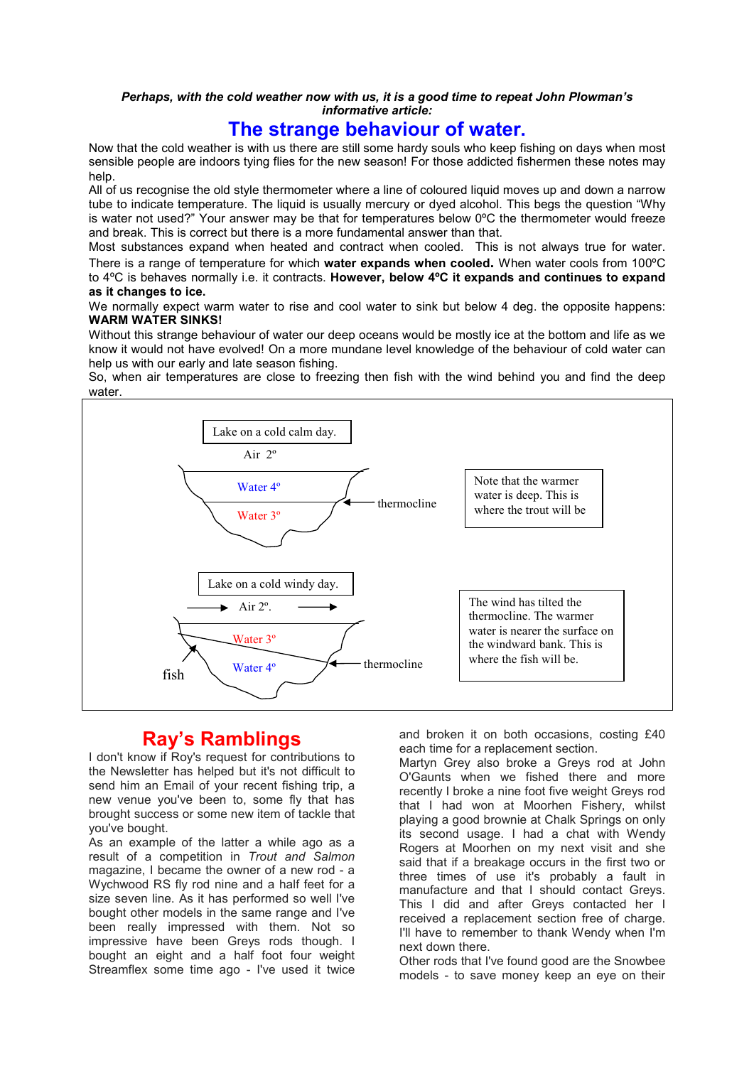***Perhaps, with the cold weather now with us, it is a good time to repeat John Plowman's informative article:***

# The strange behaviour of water.

Now that the cold weather is with us there are still some hardy souls who keep fishing on days when most sensible people are indoors tying flies for the new season! For those addicted fishermen these notes may help.

All of us recognise the old style thermometer where a line of coloured liquid moves up and down a narrow tube to indicate temperature. The liquid is usually mercury or dyed alcohol. This begs the question "Why is water not used?" Your answer may be that for temperatures below 0ºC the thermometer would freeze and break. This is correct but there is a more fundamental answer than that.

Most substances expand when heated and contract when cooled. This is not always true for water. There is a range of temperature for which **water expands when cooled.** When water cools from 100ºC to 4ºC is behaves normally i.e. it contracts. **However, below 4ºC it expands and continues to expand as it changes to ice.**

We normally expect warm water to rise and cool water to sink but below 4 deg. the opposite happens: **WARM WATER SINKS!**

Without this strange behaviour of water our deep oceans would be mostly ice at the bottom and life as we know it would not have evolved! On a more mundane level knowledge of the behaviour of cold water can help us with our early and late season fishing.

So, when air temperatures are close to freezing then fish with the wind behind you and find the deep water.

Lake on a cold calm day.

Air 2º

Water 4º

Water 3º

thermocline

Note that the warmer water is deep. This is where the trout will be

Lake on a cold windy day.

Air 2º.

Water 3º

Water 4º

fish

thermocline

The wind has tilted the thermocline. The warmer water is nearer the surface on the windward bank. This is where the fish will be.

## Ray's Ramblings

I don't know if Roy's request for contributions to the Newsletter has helped but it's not difficult to send him an Email of your recent fishing trip, a new venue you've been to, some fly that has brought success or some new item of tackle that you've bought.

As an example of the latter a while ago as a result of a competition in *Trout and Salmon* magazine, I became the owner of a new rod - a Wychwood RS fly rod nine and a half feet for a size seven line. As it has performed so well I've bought other models in the same range and I've been really impressed with them. Not so impressive have been Greys rods though. I bought an eight and a half foot four weight Streamflex some time ago - I've used it twice and broken it on both occasions, costing £40 each time for a replacement section.

Martyn Grey also broke a Greys rod at John O'Gaunts when we fished there and more recently I broke a nine foot five weight Greys rod that I had won at Moorhen Fishery, whilst playing a good brownie at Chalk Springs on only its second usage. I had a chat with Wendy Rogers at Moorhen on my next visit and she said that if a breakage occurs in the first two or three times of use it's probably a fault in manufacture and that I should contact Greys. This I did and after Greys contacted her I received a replacement section free of charge. I'll have to remember to thank Wendy when I'm next down there.

Other rods that I've found good are the Snowbee models - to save money keep an eye on their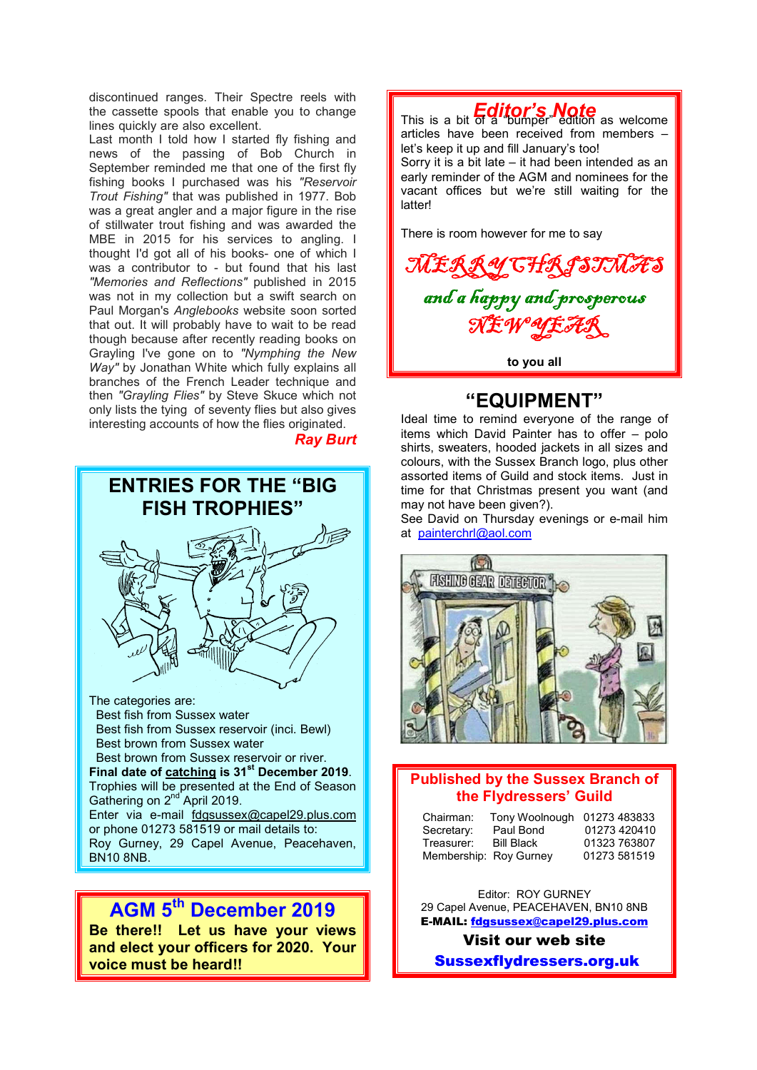discontinued ranges. Their Spectre reels with the cassette spools that enable you to change lines quickly are also excellent.

Last month I told how I started fly fishing and news of the passing of Bob Church in September reminded me that one of the first fly fishing books I purchased was his *"Reservoir Trout Fishing"* that was published in 1977. Bob was a great angler and a major figure in the rise of stillwater trout fishing and was awarded the MBE in 2015 for his services to angling. I thought I'd got all of his books- one of which I was a contributor to - but found that his last *"Memories and Reflections"* published in 2015 was not in my collection but a swift search on Paul Morgan's *Anglebooks* website soon sorted that out. It will probably have to wait to be read though because after recently reading books on Grayling I've gone on to *"Nymphing the New Way"* by Jonathan White which fully explains all branches of the French Leader technique and then *"Grayling Flies"* by Steve Skuce which not only lists the tying of seventy flies but also gives interesting accounts of how the flies originated.

***Ray Burt***

## ENTRIES FOR THE "BIG FISH TROPHIES"

The categories are:

- Best fish from Sussex water
- Best fish from Sussex reservoir (inci. Bewl)
- Best brown from Sussex water
- Best brown from Sussex reservoir or river.

**Final date of catching is 31st December 2019**.

Trophies will be presented at the End of Season Gathering on 2nd April 2019.

Enter via e-mail fdgsussex@capel29.plus.com or phone 01273 581519 or mail details to: Roy Gurney, 29 Capel Avenue, Peacehaven, BN10 8NB.

## AGM 5th December 2019

**Be there!! Let us have your views and elect your officers for 2020. Your voice must be heard!!**

## Editor's Note

This is a bit of a "bumper" edition as welcome articles have been received from members – let's keep it up and fill January's too!

Sorry it is a bit late – it had been intended as an early reminder of the AGM and nominees for the vacant offices but we're still waiting for the latter!

There is room however for me to say

MERRY CHRISTMAS

and a happy and prosperous

NEW YEAR

**to you all**

## "EQUIPMENT"

Ideal time to remind everyone of the range of items which David Painter has to offer – polo shirts, sweaters, hooded jackets in all sizes and colours, with the Sussex Branch logo, plus other assorted items of Guild and stock items. Just in time for that Christmas present you want (and may not have been given?).

See David on Thursday evenings or e-mail him at painterchrl@aol.com

FISHING GEAR DETECTOR

## Published by the Sussex Branch of the Flydressers' Guild

| | | |
|---|---|---|
| Chairman: | Tony Woolnough | 01273 483833 |
| Secretary: | Paul Bond | 01273 420410 |
| Treasurer: | Bill Black | 01323 763807 |
| Membership: | Roy Gurney | 01273 581519 |

Editor: ROY GURNEY
29 Capel Avenue, PEACEHAVEN, BN10 8NB
**E-MAIL: fdgsussex@capel29.plus.com**

**Visit our web site**

**Sussexflydressers.org.uk**